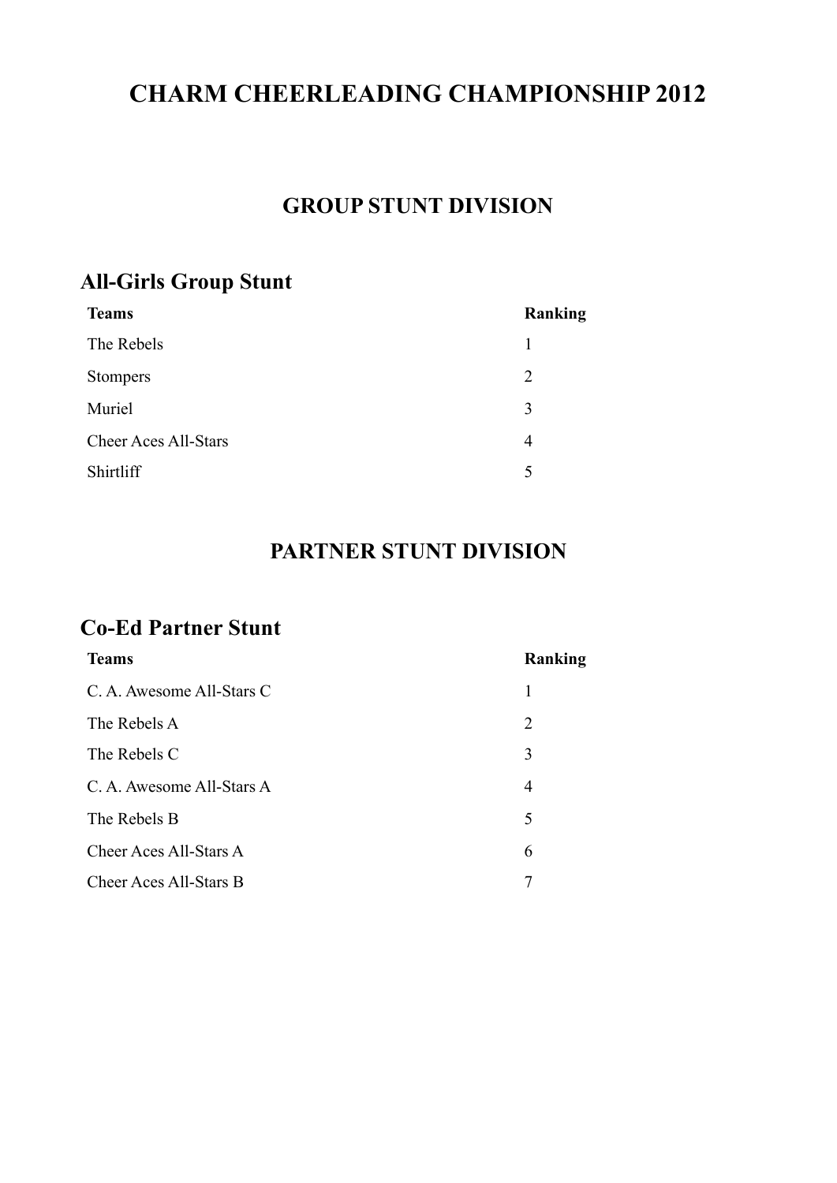# CHARM CHEERLEADING CHAMPIONSHIP 2012

## GROUP STUNT DIVISION

### All-Girls Group Stunt

| Teams | Ranking |
| --- | --- |
| The Rebels | 1 |
| Stompers | 2 |
| Muriel | 3 |
| Cheer Aces All-Stars | 4 |
| Shirtliff | 5 |

## PARTNER STUNT DIVISION

### Co-Ed Partner Stunt

| Teams | Ranking |
| --- | --- |
| C. A. Awesome All-Stars C | 1 |
| The Rebels A | 2 |
| The Rebels C | 3 |
| C. A. Awesome All-Stars A | 4 |
| The Rebels B | 5 |
| Cheer Aces All-Stars A | 6 |
| Cheer Aces All-Stars B | 7 |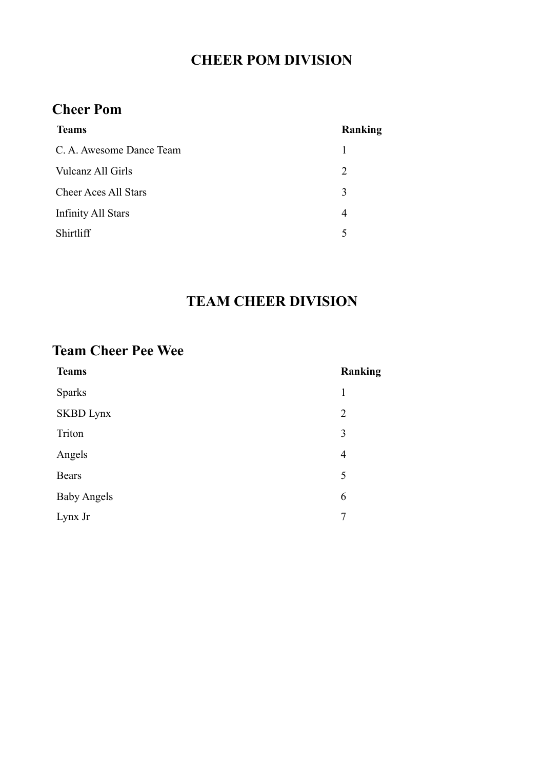# CHEER POM DIVISION

## Cheer Pom

| Teams | Ranking |
|---|---|
| C. A. Awesome Dance Team | 1 |
| Vulcanz All Girls | 2 |
| Cheer Aces All Stars | 3 |
| Infinity All Stars | 4 |
| Shirtliff | 5 |

# TEAM CHEER DIVISION

## Team Cheer Pee Wee

| Teams | Ranking |
|---|---|
| Sparks | 1 |
| SKBD Lynx | 2 |
| Triton | 3 |
| Angels | 4 |
| Bears | 5 |
| Baby Angels | 6 |
| Lynx Jr | 7 |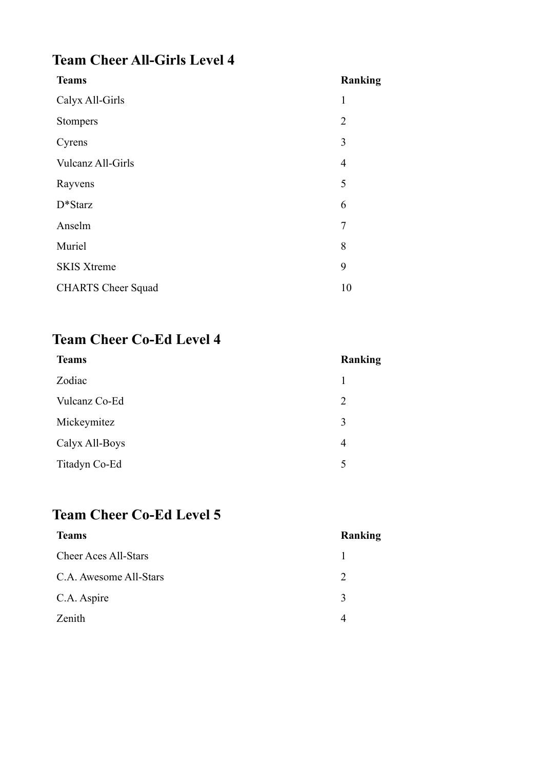## Team Cheer All-Girls Level 4

| Teams | Ranking |
| --- | --- |
| Calyx All-Girls | 1 |
| Stompers | 2 |
| Cyrens | 3 |
| Vulcanz All-Girls | 4 |
| Rayvens | 5 |
| D*Starz | 6 |
| Anselm | 7 |
| Muriel | 8 |
| SKIS Xtreme | 9 |
| CHARTS Cheer Squad | 10 |

## Team Cheer Co-Ed Level 4

| Teams | Ranking |
| --- | --- |
| Zodiac | 1 |
| Vulcanz Co-Ed | 2 |
| Mickeymitez | 3 |
| Calyx All-Boys | 4 |
| Titadyn Co-Ed | 5 |

## Team Cheer Co-Ed Level 5

| Teams | Ranking |
| --- | --- |
| Cheer Aces All-Stars | 1 |
| C.A. Awesome All-Stars | 2 |
| C.A. Aspire | 3 |
| Zenith | 4 |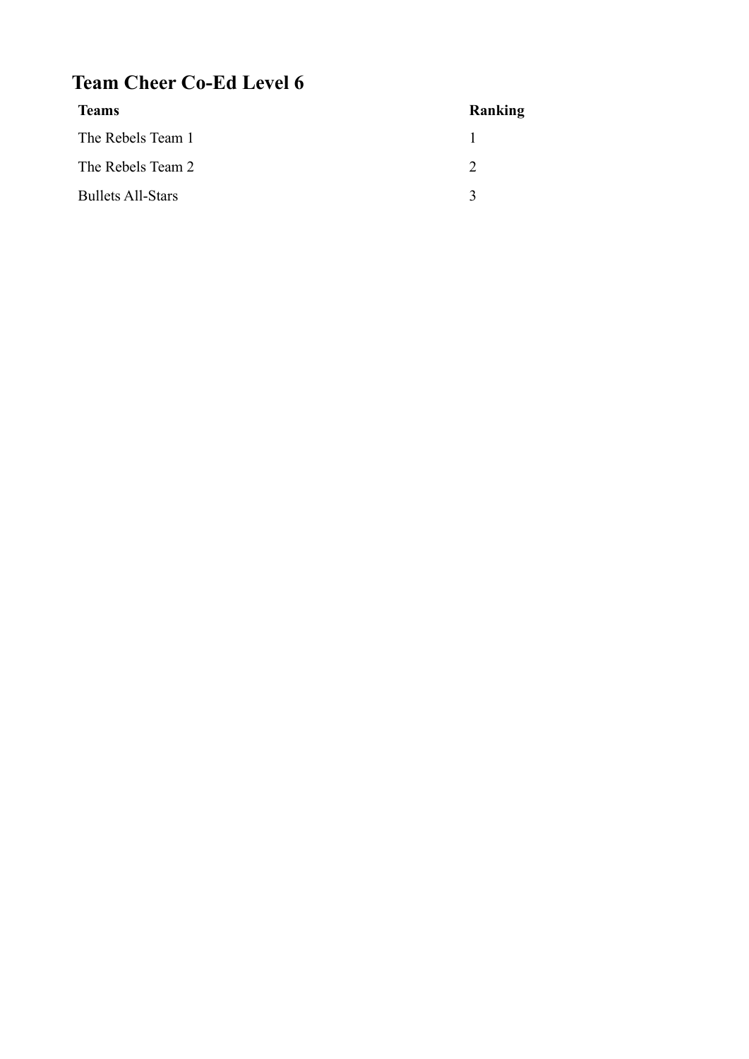## Team Cheer Co-Ed Level 6

| Teams | Ranking |
| --- | --- |
| The Rebels Team 1 | 1 |
| The Rebels Team 2 | 2 |
| Bullets All-Stars | 3 |